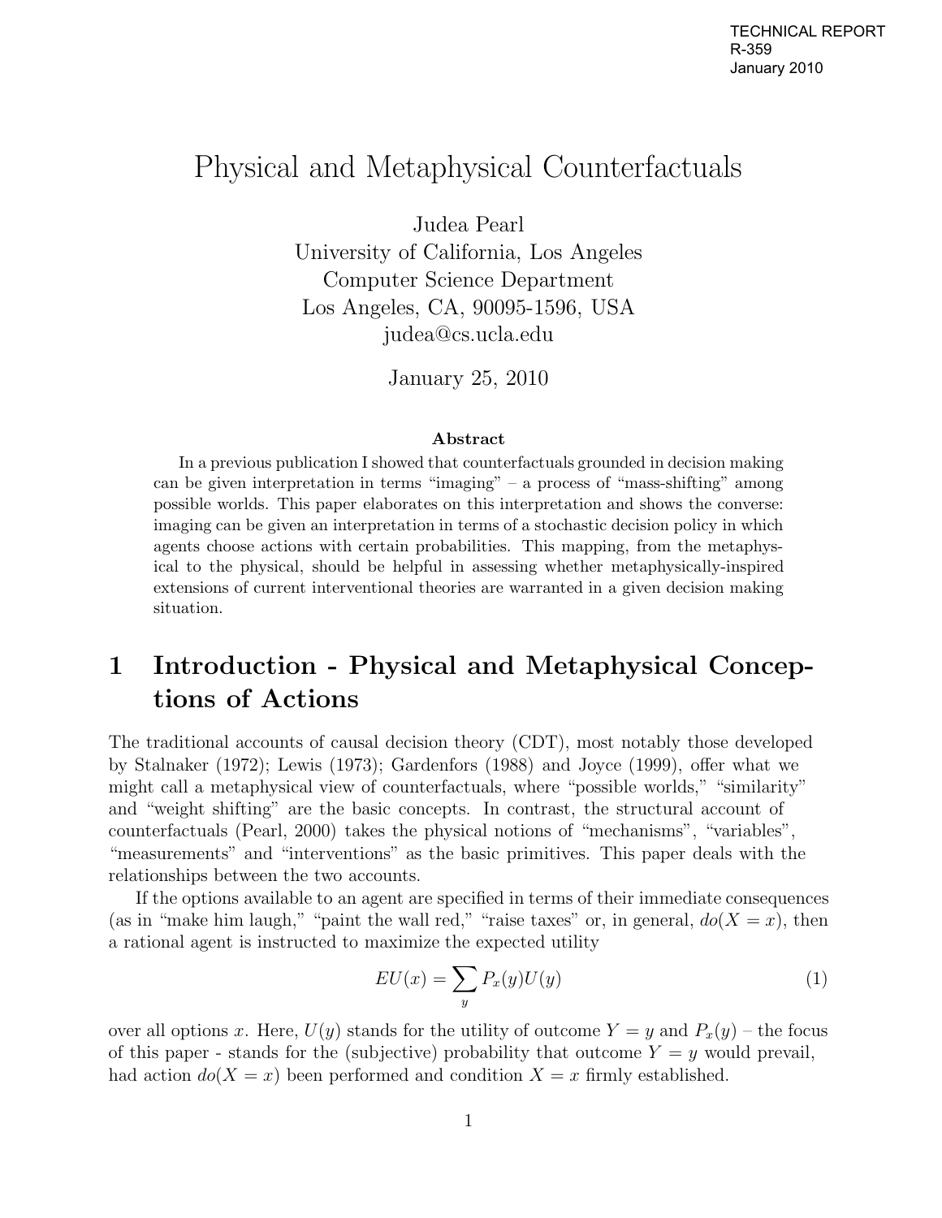TECHNICAL REPORT
R-359
January 2010

# Physical and Metaphysical Counterfactuals

Judea Pearl
University of California, Los Angeles
Computer Science Department
Los Angeles, CA, 90095-1596, USA
judea@cs.ucla.edu

January 25, 2010

### Abstract

In a previous publication I showed that counterfactuals grounded in decision making can be given interpretation in terms "imaging" – a process of "mass-shifting" among possible worlds. This paper elaborates on this interpretation and shows the converse: imaging can be given an interpretation in terms of a stochastic decision policy in which agents choose actions with certain probabilities. This mapping, from the metaphysical to the physical, should be helpful in assessing whether metaphysically-inspired extensions of current interventional theories are warranted in a given decision making situation.

## 1 Introduction - Physical and Metaphysical Conceptions of Actions

The traditional accounts of causal decision theory (CDT), most notably those developed by Stalnaker (1972); Lewis (1973); Gardenfors (1988) and Joyce (1999), offer what we might call a metaphysical view of counterfactuals, where "possible worlds," "similarity" and "weight shifting" are the basic concepts. In contrast, the structural account of counterfactuals (Pearl, 2000) takes the physical notions of "mechanisms", "variables", "measurements" and "interventions" as the basic primitives. This paper deals with the relationships between the two accounts.

If the options available to an agent are specified in terms of their immediate consequences (as in "make him laugh," "paint the wall red," "raise taxes" or, in general, $do(X = x)$, then a rational agent is instructed to maximize the expected utility

$$EU(x) = \sum_{y} P_x(y)U(y) \tag{1}$$

over all options $x$. Here, $U(y)$ stands for the utility of outcome $Y = y$ and $P_x(y)$ – the focus of this paper - stands for the (subjective) probability that outcome $Y = y$ would prevail, had action $do(X = x)$ been performed and condition $X = x$ firmly established.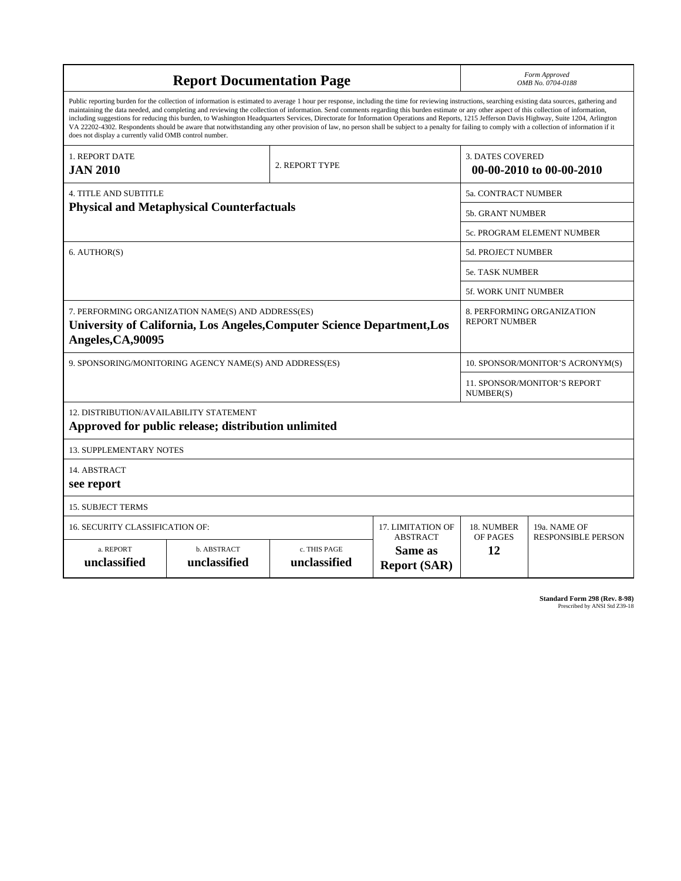# Report Documentation Page

*Form Approved*
*OMB No. 0704-0188*

Public reporting burden for the collection of information is estimated to average 1 hour per response, including the time for reviewing instructions, searching existing data sources, gathering and maintaining the data needed, and completing and reviewing the collection of information. Send comments regarding this burden estimate or any other aspect of this collection of information, including suggestions for reducing this burden, to Washington Headquarters Services, Directorate for Information Operations and Reports, 1215 Jefferson Davis Highway, Suite 1204, Arlington VA 22202-4302. Respondents should be aware that notwithstanding any other provision of law, no person shall be subject to a penalty for failing to comply with a collection of information if it does not display a currently valid OMB control number.

| 1. REPORT DATE | 2. REPORT TYPE | 3. DATES COVERED |
|---|---|---|
| **JAN 2010** | | **00-00-2010 to 00-00-2010** |

| 4. TITLE AND SUBTITLE | |
|---|---|
| **Physical and Metaphysical Counterfactuals** | 5a. CONTRACT NUMBER |
| | 5b. GRANT NUMBER |
| | 5c. PROGRAM ELEMENT NUMBER |
| 6. AUTHOR(S) | 5d. PROJECT NUMBER |
| | 5e. TASK NUMBER |
| | 5f. WORK UNIT NUMBER |
| 7. PERFORMING ORGANIZATION NAME(S) AND ADDRESS(ES) **University of California, Los Angeles,Computer Science Department,Los Angeles,CA,90095** | 8. PERFORMING ORGANIZATION REPORT NUMBER |
| 9. SPONSORING/MONITORING AGENCY NAME(S) AND ADDRESS(ES) | 10. SPONSOR/MONITOR'S ACRONYM(S) |
| | 11. SPONSOR/MONITOR'S REPORT NUMBER(S) |

12. DISTRIBUTION/AVAILABILITY STATEMENT

**Approved for public release; distribution unlimited**

13. SUPPLEMENTARY NOTES

14. ABSTRACT

**see report**

15. SUBJECT TERMS

| 16. SECURITY CLASSIFICATION OF: | | | 17. LIMITATION OF ABSTRACT | 18. NUMBER OF PAGES | 19a. NAME OF RESPONSIBLE PERSON |
|---|---|---|---|---|---|
| a. REPORT | b. ABSTRACT | c. THIS PAGE | | | |
| **unclassified** | **unclassified** | **unclassified** | **Same as Report (SAR)** | **12** | |

**Standard Form 298 (Rev. 8-98)**
Prescribed by ANSI Std Z39-18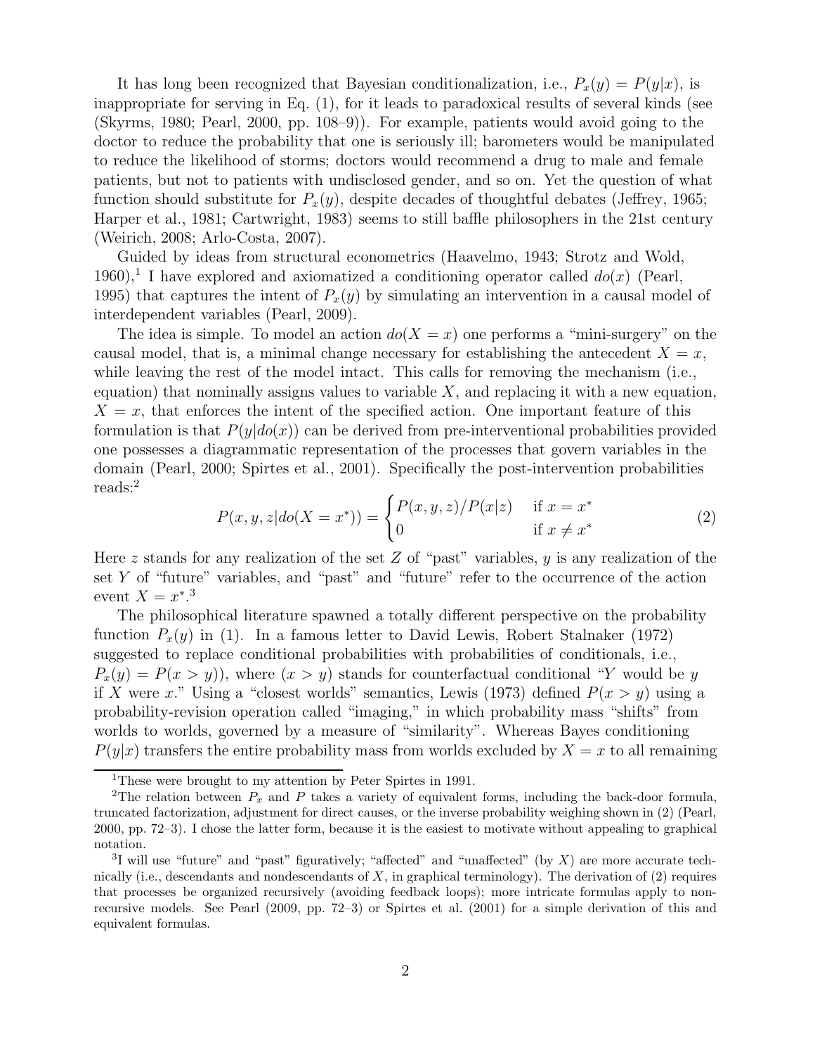It has long been recognized that Bayesian conditionalization, i.e., $P_x(y) = P(y|x)$, is inappropriate for serving in Eq. (1), for it leads to paradoxical results of several kinds (see (Skyrms, 1980; Pearl, 2000, pp. 108–9)). For example, patients would avoid going to the doctor to reduce the probability that one is seriously ill; barometers would be manipulated to reduce the likelihood of storms; doctors would recommend a drug to male and female patients, but not to patients with undisclosed gender, and so on. Yet the question of what function should substitute for $P_x(y)$, despite decades of thoughtful debates (Jeffrey, 1965; Harper et al., 1981; Cartwright, 1983) seems to still baffle philosophers in the 21st century (Weirich, 2008; Arlo-Costa, 2007).

Guided by ideas from structural econometrics (Haavelmo, 1943; Strotz and Wold, 1960),[1] I have explored and axiomatized a conditioning operator called $do(x)$ (Pearl, 1995) that captures the intent of $P_x(y)$ by simulating an intervention in a causal model of interdependent variables (Pearl, 2009).

The idea is simple. To model an action $do(X = x)$ one performs a "mini-surgery" on the causal model, that is, a minimal change necessary for establishing the antecedent $X = x$, while leaving the rest of the model intact. This calls for removing the mechanism (i.e., equation) that nominally assigns values to variable $X$, and replacing it with a new equation, $X = x$, that enforces the intent of the specified action. One important feature of this formulation is that $P(y|do(x))$ can be derived from pre-interventional probabilities provided one possesses a diagrammatic representation of the processes that govern variables in the domain (Pearl, 2000; Spirtes et al., 2001). Specifically the post-intervention probabilities reads:[2]

$$P(x, y, z|do(X = x^*)) = \begin{cases} P(x, y, z)/P(x|z) & \text{if } x = x^* \\ 0 & \text{if } x \neq x^* \end{cases} \tag{2}$$

Here $z$ stands for any realization of the set $Z$ of "past" variables, $y$ is any realization of the set $Y$ of "future" variables, and "past" and "future" refer to the occurrence of the action event $X = x^*$.[3]

The philosophical literature spawned a totally different perspective on the probability function $P_x(y)$ in (1). In a famous letter to David Lewis, Robert Stalnaker (1972) suggested to replace conditional probabilities with probabilities of conditionals, i.e., $P_x(y) = P(x > y)$), where $(x > y)$ stands for counterfactual conditional "$Y$ would be $y$ if $X$ were $x$." Using a "closest worlds" semantics, Lewis (1973) defined $P(x > y)$ using a probability-revision operation called "imaging," in which probability mass "shifts" from worlds to worlds, governed by a measure of "similarity". Whereas Bayes conditioning $P(y|x)$ transfers the entire probability mass from worlds excluded by $X = x$ to all remaining

---

[1] These were brought to my attention by Peter Spirtes in 1991.

[2] The relation between $P_x$ and $P$ takes a variety of equivalent forms, including the back-door formula, truncated factorization, adjustment for direct causes, or the inverse probability weighing shown in (2) (Pearl, 2000, pp. 72–3). I chose the latter form, because it is the easiest to motivate without appealing to graphical notation.

[3] I will use "future" and "past" figuratively; "affected" and "unaffected" (by $X$) are more accurate technically (i.e., descendants and nondescendants of $X$, in graphical terminology). The derivation of (2) requires that processes be organized recursively (avoiding feedback loops); more intricate formulas apply to non-recursive models. See Pearl (2009, pp. 72–3) or Spirtes et al. (2001) for a simple derivation of this and equivalent formulas.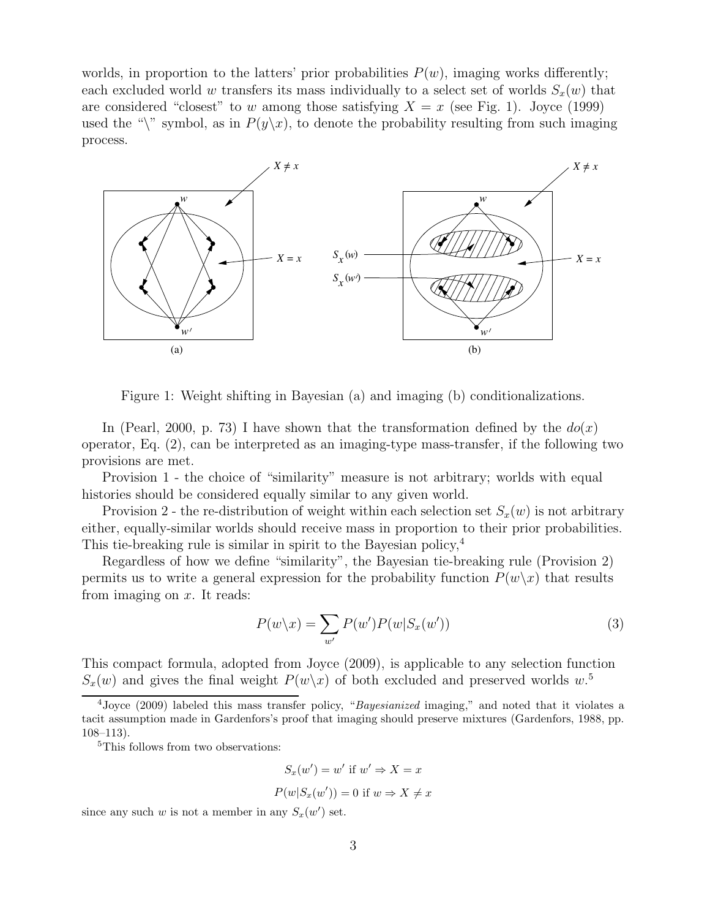worlds, in proportion to the latters' prior probabilities $P(w)$, imaging works differently; each excluded world $w$ transfers its mass individually to a select set of worlds $S_x(w)$ that are considered "closest" to $w$ among those satisfying $X = x$ (see Fig. 1). Joyce (1999) used the "\" symbol, as in $P(y \backslash x)$, to denote the probability resulting from such imaging process.

Figure 1: Weight shifting in Bayesian (a) and imaging (b) conditionalizations.

In (Pearl, 2000, p. 73) I have shown that the transformation defined by the $do(x)$ operator, Eq. (2), can be interpreted as an imaging-type mass-transfer, if the following two provisions are met.

Provision 1 - the choice of "similarity" measure is not arbitrary; worlds with equal histories should be considered equally similar to any given world.

Provision 2 - the re-distribution of weight within each selection set $S_x(w)$ is not arbitrary either, equally-similar worlds should receive mass in proportion to their prior probabilities. This tie-breaking rule is similar in spirit to the Bayesian policy,[4]

Regardless of how we define "similarity", the Bayesian tie-breaking rule (Provision 2) permits us to write a general expression for the probability function $P(w \backslash x)$ that results from imaging on $x$. It reads:

$$P(w \backslash x) = \sum_{w'} P(w') P(w | S_x(w')) \tag{3}$$

This compact formula, adopted from Joyce (2009), is applicable to any selection function $S_x(w)$ and gives the final weight $P(w \backslash x)$ of both excluded and preserved worlds $w$.[5]

[4] Joyce (2009) labeled this mass transfer policy, "*Bayesianized* imaging," and noted that it violates a tacit assumption made in Gardenfors's proof that imaging should preserve mixtures (Gardenfors, 1988, pp. 108–113).

[5] This follows from two observations:

$$S_x(w') = w' \text{ if } w' \Rightarrow X = x$$

$$P(w | S_x(w')) = 0 \text{ if } w \Rightarrow X \neq x$$

since any such $w$ is not a member in any $S_x(w')$ set.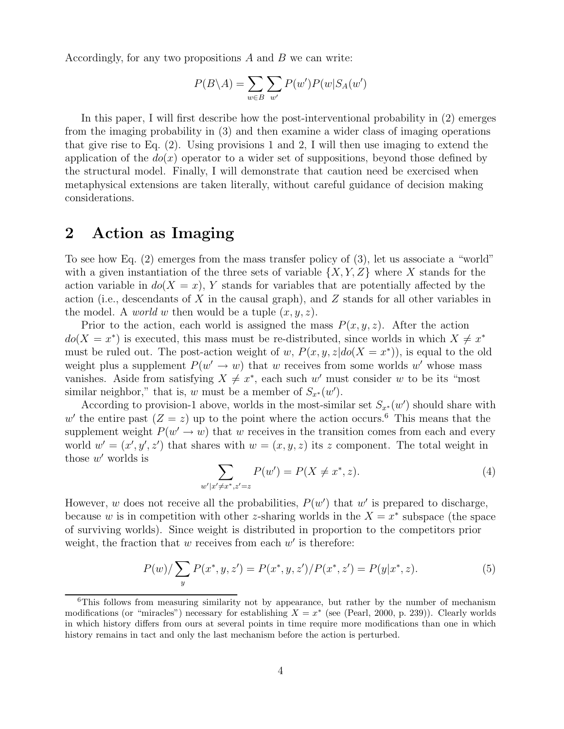Accordingly, for any two propositions $A$ and $B$ we can write:

$$P(B \backslash A) = \sum_{w \in B} \sum_{w'} P(w') P(w|S_A(w')$$

In this paper, I will first describe how the post-interventional probability in (2) emerges from the imaging probability in (3) and then examine a wider class of imaging operations that give rise to Eq. (2). Using provisions 1 and 2, I will then use imaging to extend the application of the $do(x)$ operator to a wider set of suppositions, beyond those defined by the structural model. Finally, I will demonstrate that caution need be exercised when metaphysical extensions are taken literally, without careful guidance of decision making considerations.

## 2 Action as Imaging

To see how Eq. (2) emerges from the mass transfer policy of (3), let us associate a "world" with a given instantiation of the three sets of variable $\{X, Y, Z\}$ where $X$ stands for the action variable in $do(X = x)$, $Y$ stands for variables that are potentially affected by the action (i.e., descendants of $X$ in the causal graph), and $Z$ stands for all other variables in the model. A *world* $w$ then would be a tuple $(x, y, z)$.

Prior to the action, each world is assigned the mass $P(x, y, z)$. After the action $do(X = x^*)$ is executed, this mass must be re-distributed, since worlds in which $X \neq x^*$ must be ruled out. The post-action weight of $w$, $P(x, y, z|do(X = x^*))$, is equal to the old weight plus a supplement $P(w' \rightarrow w)$ that $w$ receives from some worlds $w'$ whose mass vanishes. Aside from satisfying $X \neq x^*$, each such $w'$ must consider $w$ to be its "most similar neighbor," that is, $w$ must be a member of $S_{x^*}(w')$.

According to provision-1 above, worlds in the most-similar set $S_{x^*}(w')$ should share with $w'$ the entire past $(Z = z)$ up to the point where the action occurs.[6] This means that the supplement weight $P(w' \rightarrow w)$ that $w$ receives in the transition comes from each and every world $w' = (x', y', z')$ that shares with $w = (x, y, z)$ its $z$ component. The total weight in those $w'$ worlds is

$$\sum_{w'|x' \neq x^*, z'=z} P(w') = P(X \neq x^*, z). \tag{4}$$

However, $w$ does not receive all the probabilities, $P(w')$ that $w'$ is prepared to discharge, because $w$ is in competition with other $z$-sharing worlds in the $X = x^*$ subspace (the space of surviving worlds). Since weight is distributed in proportion to the competitors prior weight, the fraction that $w$ receives from each $w'$ is therefore:

$$P(w) / \sum_y P(x^*, y, z') = P(x^*, y, z')/P(x^*, z') = P(y|x^*, z). \tag{5}$$

[6]This follows from measuring similarity not by appearance, but rather by the number of mechanism modifications (or "miracles") necessary for establishing $X = x^*$ (see (Pearl, 2000, p. 239)). Clearly worlds in which history differs from ours at several points in time require more modifications than one in which history remains in tact and only the last mechanism before the action is perturbed.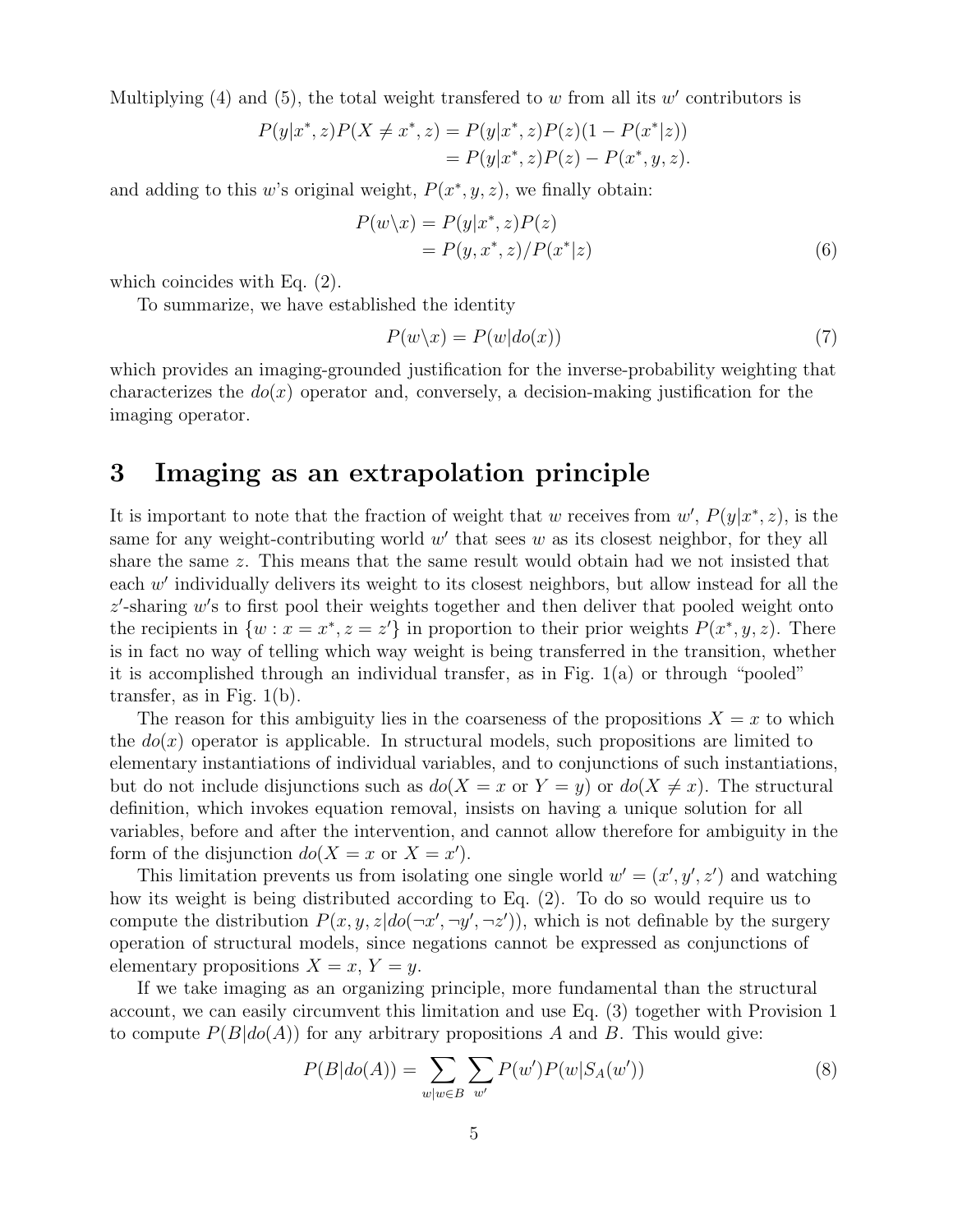Multiplying (4) and (5), the total weight transfered to $w$ from all its $w'$ contributors is

$$P(y|x^*, z)P(X \neq x^*, z) = P(y|x^*, z)P(z)(1 - P(x^*|z))$$
$$= P(y|x^*, z)P(z) - P(x^*, y, z).$$

and adding to this $w$'s original weight, $P(x^*, y, z)$, we finally obtain:

$$P(w \backslash x) = P(y|x^*, z)P(z)$$
$$= P(y, x^*, z)/P(x^*|z) \tag{6}$$

which coincides with Eq. (2).

To summarize, we have established the identity

$$P(w \backslash x) = P(w|do(x)) \tag{7}$$

which provides an imaging-grounded justification for the inverse-probability weighting that characterizes the $do(x)$ operator and, conversely, a decision-making justification for the imaging operator.

# 3 Imaging as an extrapolation principle

It is important to note that the fraction of weight that $w$ receives from $w'$, $P(y|x^*, z)$, is the same for any weight-contributing world $w'$ that sees $w$ as its closest neighbor, for they all share the same $z$. This means that the same result would obtain had we not insisted that each $w'$ individually delivers its weight to its closest neighbors, but allow instead for all the $z'$-sharing $w'$s to first pool their weights together and then deliver that pooled weight onto the recipients in $\{w : x = x^*, z = z'\}$ in proportion to their prior weights $P(x^*, y, z)$. There is in fact no way of telling which way weight is being transferred in the transition, whether it is accomplished through an individual transfer, as in Fig. 1(a) or through "pooled" transfer, as in Fig. 1(b).

The reason for this ambiguity lies in the coarseness of the propositions $X = x$ to which the $do(x)$ operator is applicable. In structural models, such propositions are limited to elementary instantiations of individual variables, and to conjunctions of such instantiations, but do not include disjunctions such as $do(X = x \text{ or } Y = y)$ or $do(X \neq x)$. The structural definition, which invokes equation removal, insists on having a unique solution for all variables, before and after the intervention, and cannot allow therefore for ambiguity in the form of the disjunction $do(X = x \text{ or } X = x')$.

This limitation prevents us from isolating one single world $w' = (x', y', z')$ and watching how its weight is being distributed according to Eq. (2). To do so would require us to compute the distribution $P(x, y, z|do(\neg x', \neg y', \neg z'))$, which is not definable by the surgery operation of structural models, since negations cannot be expressed as conjunctions of elementary propositions $X = x$, $Y = y$.

If we take imaging as an organizing principle, more fundamental than the structural account, we can easily circumvent this limitation and use Eq. (3) together with Provision 1 to compute $P(B|do(A))$ for any arbitrary propositions $A$ and $B$. This would give:

$$P(B|do(A)) = \sum_{w|w \in B} \sum_{w'} P(w')P(w|S_A(w')) \tag{8}$$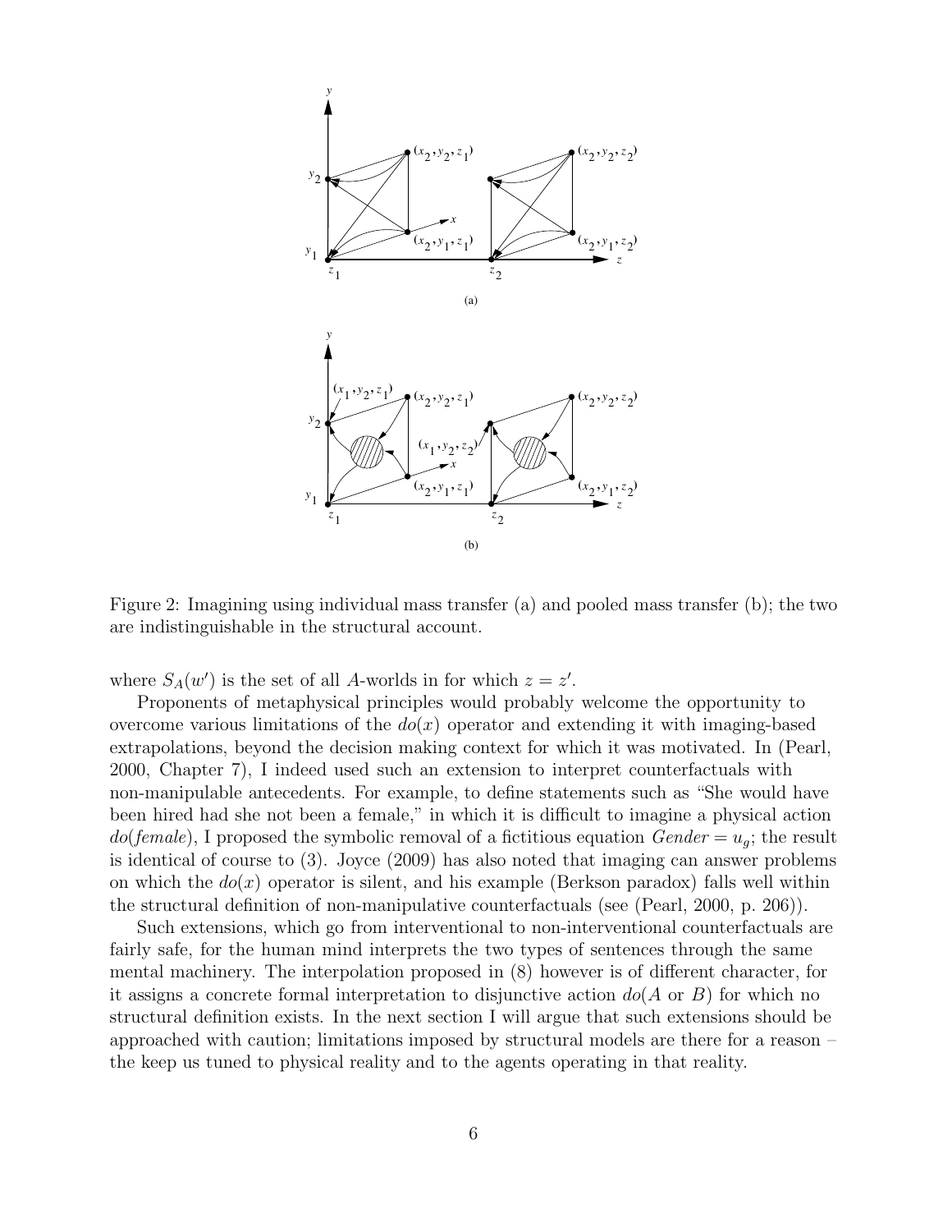Figure 2: Imagining using individual mass transfer (a) and pooled mass transfer (b); the two are indistinguishable in the structural account.

where $S_A(w')$ is the set of all $A$-worlds in for which $z = z'$.

Proponents of metaphysical principles would probably welcome the opportunity to overcome various limitations of the $do(x)$ operator and extending it with imaging-based extrapolations, beyond the decision making context for which it was motivated. In (Pearl, 2000, Chapter 7), I indeed used such an extension to interpret counterfactuals with non-manipulable antecedents. For example, to define statements such as "She would have been hired had she not been a female," in which it is difficult to imagine a physical action $do(female)$, I proposed the symbolic removal of a fictitious equation $Gender = u_g$; the result is identical of course to (3). Joyce (2009) has also noted that imaging can answer problems on which the $do(x)$ operator is silent, and his example (Berkson paradox) falls well within the structural definition of non-manipulative counterfactuals (see (Pearl, 2000, p. 206)).

Such extensions, which go from interventional to non-interventional counterfactuals are fairly safe, for the human mind interprets the two types of sentences through the same mental machinery. The interpolation proposed in (8) however is of different character, for it assigns a concrete formal interpretation to disjunctive action $do(A \text{ or } B)$ for which no structural definition exists. In the next section I will argue that such extensions should be approached with caution; limitations imposed by structural models are there for a reason – the keep us tuned to physical reality and to the agents operating in that reality.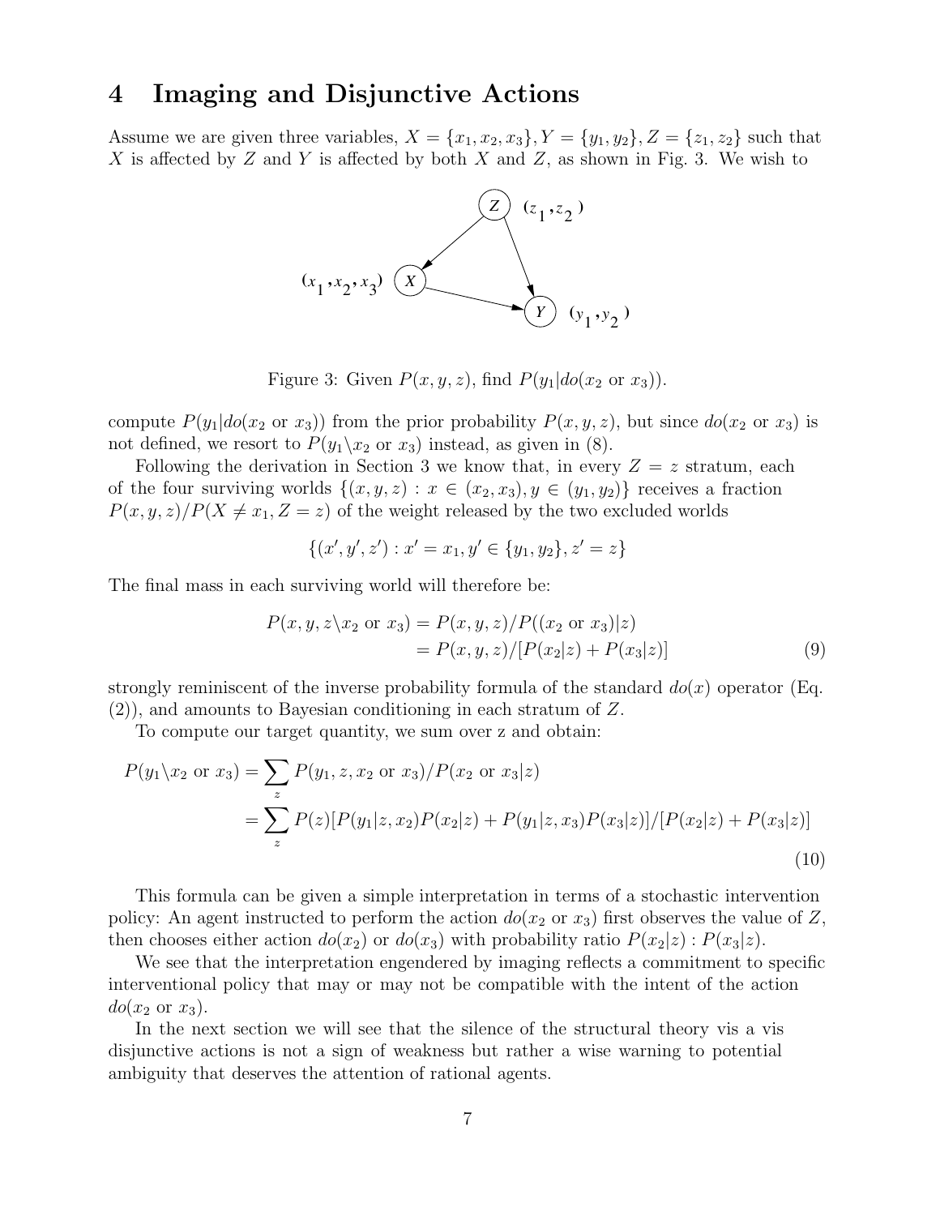# 4 Imaging and Disjunctive Actions

Assume we are given three variables, $X = \{x_1, x_2, x_3\}, Y = \{y_1, y_2\}, Z = \{z_1, z_2\}$ such that $X$ is affected by $Z$ and $Y$ is affected by both $X$ and $Z$, as shown in Fig. 3. We wish to

Figure 3: Given $P(x, y, z)$, find $P(y_1|do(x_2 \text{ or } x_3))$.

compute $P(y_1|do(x_2 \text{ or } x_3))$ from the prior probability $P(x, y, z)$, but since $do(x_2 \text{ or } x_3)$ is not defined, we resort to $P(y_1 \backslash x_2 \text{ or } x_3)$ instead, as given in (8).

Following the derivation in Section 3 we know that, in every $Z = z$ stratum, each of the four surviving worlds $\{(x, y, z) : x \in (x_2, x_3), y \in (y_1, y_2)\}$ receives a fraction $P(x, y, z)/P(X \neq x_1, Z = z)$ of the weight released by the two excluded worlds

$$\{(x', y', z') : x' = x_1, y' \in \{y_1, y_2\}, z' = z\}$$

The final mass in each surviving world will therefore be:

$$\begin{aligned} P(x, y, z \backslash x_2 \text{ or } x_3) &= P(x, y, z)/P((x_2 \text{ or } x_3)|z) \\ &= P(x, y, z)/[P(x_2|z) + P(x_3|z)] \end{aligned} \quad (9)$$

strongly reminiscent of the inverse probability formula of the standard $do(x)$ operator (Eq. (2)), and amounts to Bayesian conditioning in each stratum of $Z$.

To compute our target quantity, we sum over z and obtain:

$$\begin{aligned} P(y_1 \backslash x_2 \text{ or } x_3) &= \sum_z P(y_1, z, x_2 \text{ or } x_3)/P(x_2 \text{ or } x_3|z) \\ &= \sum_z P(z)[P(y_1|z, x_2)P(x_2|z) + P(y_1|z, x_3)P(x_3|z)]/[P(x_2|z) + P(x_3|z)] \end{aligned} \quad (10)$$

This formula can be given a simple interpretation in terms of a stochastic intervention policy: An agent instructed to perform the action $do(x_2 \text{ or } x_3)$ first observes the value of $Z$, then chooses either action $do(x_2)$ or $do(x_3)$ with probability ratio $P(x_2|z) : P(x_3|z)$.

We see that the interpretation engendered by imaging reflects a commitment to specific interventional policy that may or may not be compatible with the intent of the action $do(x_2 \text{ or } x_3)$.

In the next section we will see that the silence of the structural theory vis a vis disjunctive actions is not a sign of weakness but rather a wise warning to potential ambiguity that deserves the attention of rational agents.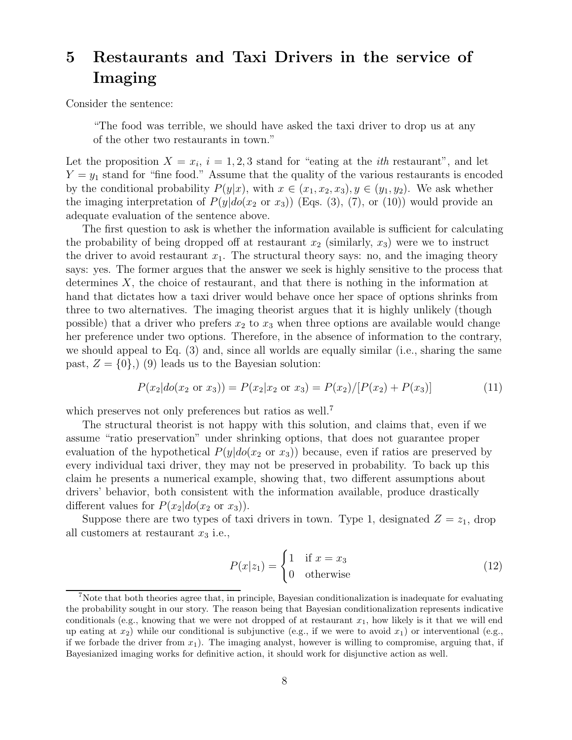# 5 Restaurants and Taxi Drivers in the service of Imaging

Consider the sentence:

> "The food was terrible, we should have asked the taxi driver to drop us at any of the other two restaurants in town."

Let the proposition $X = x_i$, $i = 1, 2, 3$ stand for "eating at the *ith* restaurant", and let $Y = y_1$ stand for "fine food." Assume that the quality of the various restaurants is encoded by the conditional probability $P(y|x)$, with $x \in (x_1, x_2, x_3), y \in (y_1, y_2)$. We ask whether the imaging interpretation of $P(y|do(x_2 \text{ or } x_3))$ (Eqs. (3), (7), or (10)) would provide an adequate evaluation of the sentence above.

The first question to ask is whether the information available is sufficient for calculating the probability of being dropped off at restaurant $x_2$ (similarly, $x_3$) were we to instruct the driver to avoid restaurant $x_1$. The structural theory says: no, and the imaging theory says: yes. The former argues that the answer we seek is highly sensitive to the process that determines $X$, the choice of restaurant, and that there is nothing in the information at hand that dictates how a taxi driver would behave once her space of options shrinks from three to two alternatives. The imaging theorist argues that it is highly unlikely (though possible) that a driver who prefers $x_2$ to $x_3$ when three options are available would change her preference under two options. Therefore, in the absence of information to the contrary, we should appeal to Eq. (3) and, since all worlds are equally similar (i.e., sharing the same past, $Z = \{0\}$,) (9) leads us to the Bayesian solution:

$$P(x_2|do(x_2 \text{ or } x_3)) = P(x_2|x_2 \text{ or } x_3) = P(x_2)/[P(x_2) + P(x_3)] \tag{11}$$

which preserves not only preferences but ratios as well.[7]

The structural theorist is not happy with this solution, and claims that, even if we assume "ratio preservation" under shrinking options, that does not guarantee proper evaluation of the hypothetical $P(y|do(x_2 \text{ or } x_3))$ because, even if ratios are preserved by every individual taxi driver, they may not be preserved in probability. To back up this claim he presents a numerical example, showing that, two different assumptions about drivers' behavior, both consistent with the information available, produce drastically different values for $P(x_2|do(x_2 \text{ or } x_3))$.

Suppose there are two types of taxi drivers in town. Type 1, designated $Z = z_1$, drop all customers at restaurant $x_3$ i.e.,

$$P(x|z_1) = \begin{cases} 1 & \text{if } x = x_3 \\ 0 & \text{otherwise} \end{cases} \tag{12}$$

[7] Note that both theories agree that, in principle, Bayesian conditionalization is inadequate for evaluating the probability sought in our story. The reason being that Bayesian conditionalization represents indicative conditionals (e.g., knowing that we were not dropped of at restaurant $x_1$, how likely is it that we will end up eating at $x_2$) while our conditional is subjunctive (e.g., if we were to avoid $x_1$) or interventional (e.g., if we forbade the driver from $x_1$). The imaging analyst, however is willing to compromise, arguing that, if Bayesianized imaging works for definitive action, it should work for disjunctive action as well.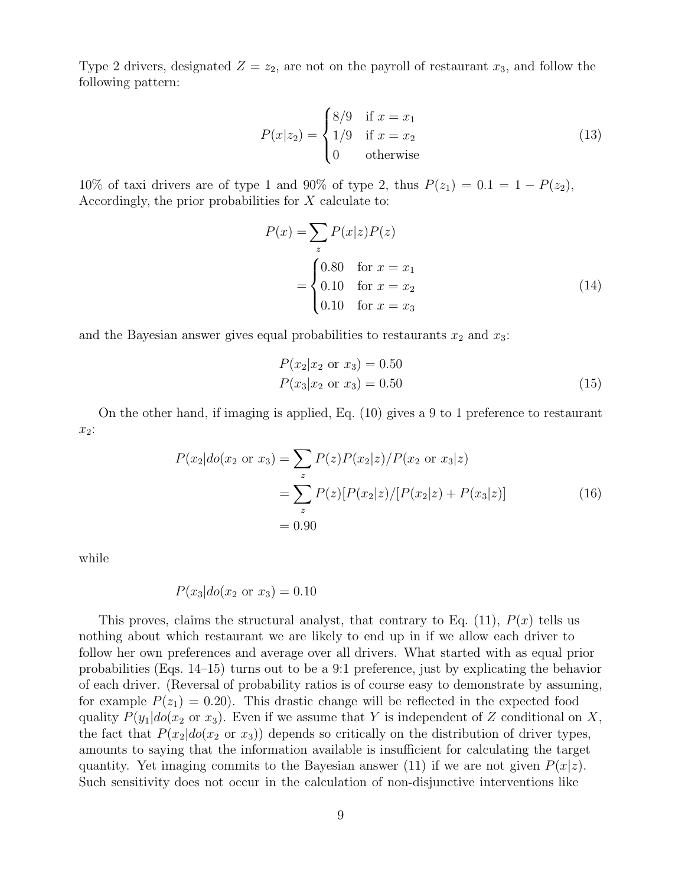Type 2 drivers, designated $Z = z_2$, are not on the payroll of restaurant $x_3$, and follow the following pattern:

$$
P(x|z_2) = \begin{cases} 8/9 & \text{if } x = x_1 \\ 1/9 & \text{if } x = x_2 \\ 0 & \text{otherwise} \end{cases} \tag{13}
$$

10% of taxi drivers are of type 1 and 90% of type 2, thus $P(z_1) = 0.1 = 1 - P(z_2)$, Accordingly, the prior probabilities for $X$ calculate to:

$$
\begin{aligned}
P(x) &= \sum_z P(x|z)P(z) \\
&= \begin{cases} 0.80 & \text{for } x = x_1 \\ 0.10 & \text{for } x = x_2 \\ 0.10 & \text{for } x = x_3 \end{cases}
\end{aligned} \tag{14}
$$

and the Bayesian answer gives equal probabilities to restaurants $x_2$ and $x_3$:

$$
\begin{aligned}
P(x_2|x_2 \text{ or } x_3) &= 0.50 \\
P(x_3|x_2 \text{ or } x_3) &= 0.50
\end{aligned} \tag{15}
$$

On the other hand, if imaging is applied, Eq. (10) gives a 9 to 1 preference to restaurant $x_2$:

$$
\begin{aligned}
P(x_2|do(x_2 \text{ or } x_3) &= \sum_z P(z)P(x_2|z)/P(x_2 \text{ or } x_3|z) \\
&= \sum_z P(z)[P(x_2|z)/[P(x_2|z) + P(x_3|z)] \\
&= 0.90
\end{aligned} \tag{16}
$$

while

$$
P(x_3|do(x_2 \text{ or } x_3) = 0.10
$$

This proves, claims the structural analyst, that contrary to Eq. (11), $P(x)$ tells us nothing about which restaurant we are likely to end up in if we allow each driver to follow her own preferences and average over all drivers. What started with as equal prior probabilities (Eqs. 14–15) turns out to be a 9:1 preference, just by explicating the behavior of each driver. (Reversal of probability ratios is of course easy to demonstrate by assuming, for example $P(z_1) = 0.20$). This drastic change will be reflected in the expected food quality $P(y_1|do(x_2 \text{ or } x_3)$. Even if we assume that $Y$ is independent of $Z$ conditional on $X$, the fact that $P(x_2|do(x_2 \text{ or } x_3))$ depends so critically on the distribution of driver types, amounts to saying that the information available is insufficient for calculating the target quantity. Yet imaging commits to the Bayesian answer (11) if we are not given $P(x|z)$. Such sensitivity does not occur in the calculation of non-disjunctive interventions like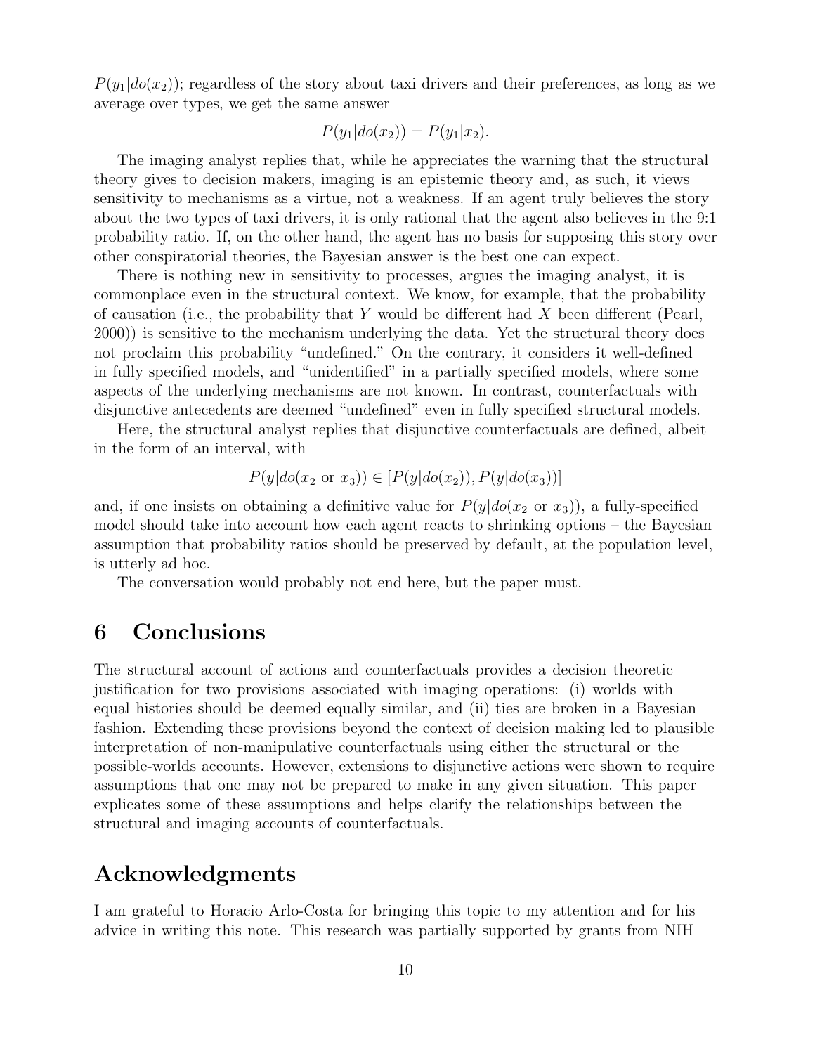$P(y_1|do(x_2))$; regardless of the story about taxi drivers and their preferences, as long as we average over types, we get the same answer

$$P(y_1|do(x_2)) = P(y_1|x_2).$$

The imaging analyst replies that, while he appreciates the warning that the structural theory gives to decision makers, imaging is an epistemic theory and, as such, it views sensitivity to mechanisms as a virtue, not a weakness. If an agent truly believes the story about the two types of taxi drivers, it is only rational that the agent also believes in the 9:1 probability ratio. If, on the other hand, the agent has no basis for supposing this story over other conspiratorial theories, the Bayesian answer is the best one can expect.

There is nothing new in sensitivity to processes, argues the imaging analyst, it is commonplace even in the structural context. We know, for example, that the probability of causation (i.e., the probability that $Y$ would be different had $X$ been different (Pearl, 2000)) is sensitive to the mechanism underlying the data. Yet the structural theory does not proclaim this probability "undefined." On the contrary, it considers it well-defined in fully specified models, and "unidentified" in a partially specified models, where some aspects of the underlying mechanisms are not known. In contrast, counterfactuals with disjunctive antecedents are deemed "undefined" even in fully specified structural models.

Here, the structural analyst replies that disjunctive counterfactuals are defined, albeit in the form of an interval, with

$$P(y|do(x_2 \text{ or } x_3)) \in [P(y|do(x_2)), P(y|do(x_3))]$$

and, if one insists on obtaining a definitive value for $P(y|do(x_2 \text{ or } x_3))$, a fully-specified model should take into account how each agent reacts to shrinking options – the Bayesian assumption that probability ratios should be preserved by default, at the population level, is utterly ad hoc.

The conversation would probably not end here, but the paper must.

## 6 Conclusions

The structural account of actions and counterfactuals provides a decision theoretic justification for two provisions associated with imaging operations: (i) worlds with equal histories should be deemed equally similar, and (ii) ties are broken in a Bayesian fashion. Extending these provisions beyond the context of decision making led to plausible interpretation of non-manipulative counterfactuals using either the structural or the possible-worlds accounts. However, extensions to disjunctive actions were shown to require assumptions that one may not be prepared to make in any given situation. This paper explicates some of these assumptions and helps clarify the relationships between the structural and imaging accounts of counterfactuals.

## Acknowledgments

I am grateful to Horacio Arlo-Costa for bringing this topic to my attention and for his advice in writing this note. This research was partially supported by grants from NIH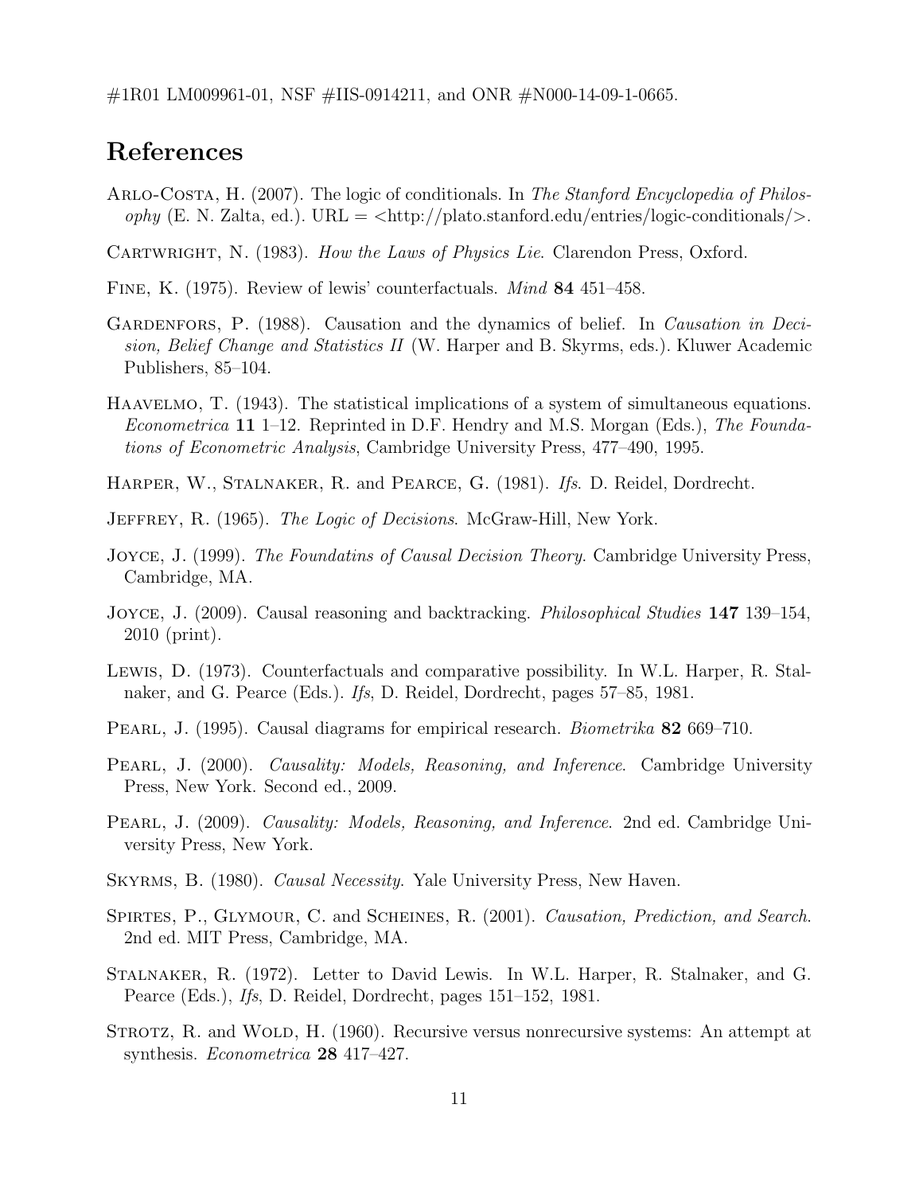#1R01 LM009961-01, NSF #IIS-0914211, and ONR #N000-14-09-1-0665.

## References

Arlo-Costa, H. (2007). The logic of conditionals. In *The Stanford Encyclopedia of Philosophy* (E. N. Zalta, ed.). URL = <http://plato.stanford.edu/entries/logic-conditionals/>.

Cartwright, N. (1983). *How the Laws of Physics Lie*. Clarendon Press, Oxford.

Fine, K. (1975). Review of lewis' counterfactuals. *Mind* **84** 451–458.

Gardenfors, P. (1988). Causation and the dynamics of belief. In *Causation in Decision, Belief Change and Statistics II* (W. Harper and B. Skyrms, eds.). Kluwer Academic Publishers, 85–104.

Haavelmo, T. (1943). The statistical implications of a system of simultaneous equations. *Econometrica* **11** 1–12. Reprinted in D.F. Hendry and M.S. Morgan (Eds.), *The Foundations of Econometric Analysis*, Cambridge University Press, 477–490, 1995.

Harper, W., Stalnaker, R. and Pearce, G. (1981). *Ifs*. D. Reidel, Dordrecht.

Jeffrey, R. (1965). *The Logic of Decisions*. McGraw-Hill, New York.

Joyce, J. (1999). *The Foundatins of Causal Decision Theory*. Cambridge University Press, Cambridge, MA.

Joyce, J. (2009). Causal reasoning and backtracking. *Philosophical Studies* **147** 139–154, 2010 (print).

Lewis, D. (1973). Counterfactuals and comparative possibility. In W.L. Harper, R. Stalnaker, and G. Pearce (Eds.). *Ifs*, D. Reidel, Dordrecht, pages 57–85, 1981.

Pearl, J. (1995). Causal diagrams for empirical research. *Biometrika* **82** 669–710.

Pearl, J. (2000). *Causality: Models, Reasoning, and Inference*. Cambridge University Press, New York. Second ed., 2009.

Pearl, J. (2009). *Causality: Models, Reasoning, and Inference*. 2nd ed. Cambridge University Press, New York.

Skyrms, B. (1980). *Causal Necessity*. Yale University Press, New Haven.

Spirtes, P., Glymour, C. and Scheines, R. (2001). *Causation, Prediction, and Search*. 2nd ed. MIT Press, Cambridge, MA.

Stalnaker, R. (1972). Letter to David Lewis. In W.L. Harper, R. Stalnaker, and G. Pearce (Eds.), *Ifs*, D. Reidel, Dordrecht, pages 151–152, 1981.

Strotz, R. and Wold, H. (1960). Recursive versus nonrecursive systems: An attempt at synthesis. *Econometrica* **28** 417–427.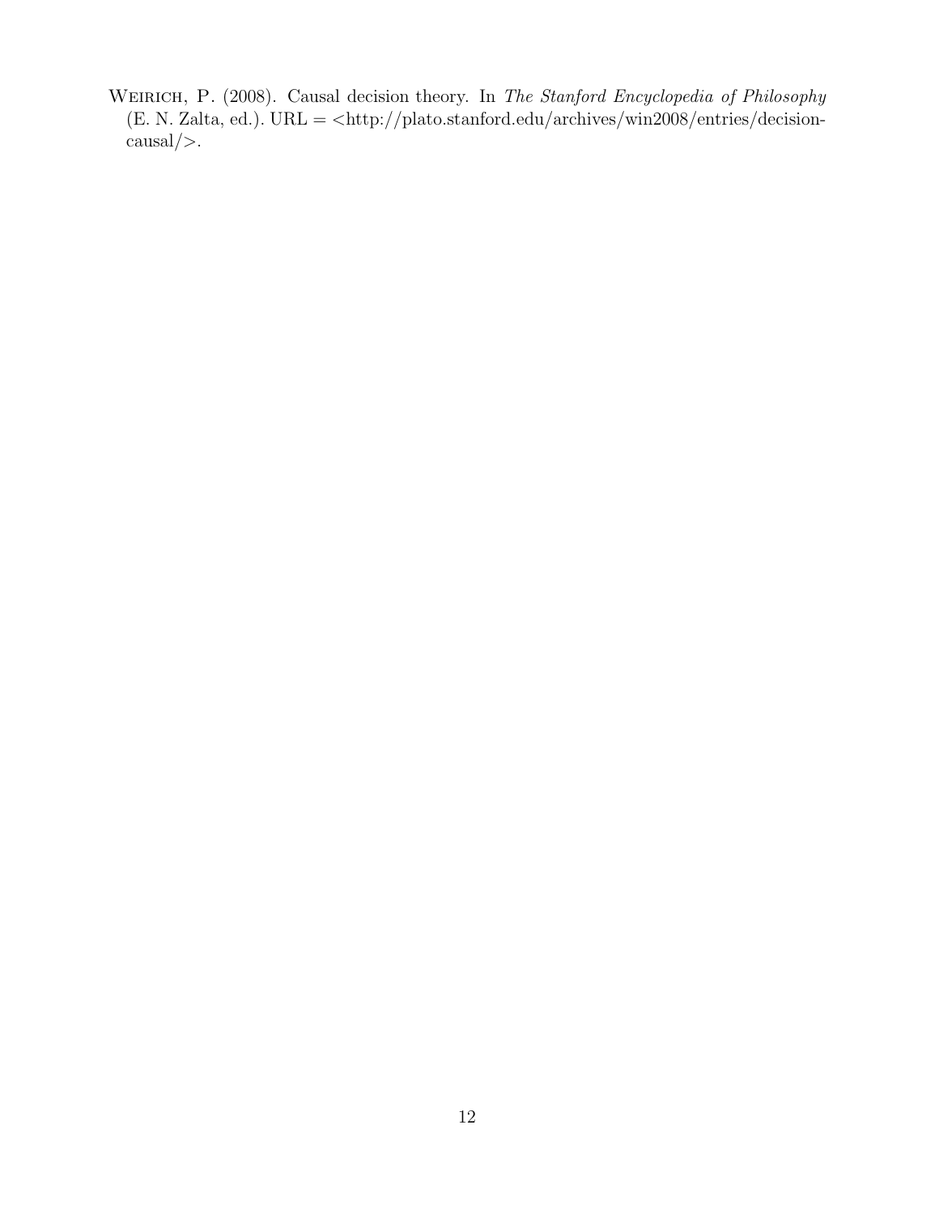Weirich, P. (2008). Causal decision theory. In *The Stanford Encyclopedia of Philosophy* (E. N. Zalta, ed.). URL = <http://plato.stanford.edu/archives/win2008/entries/decision-causal/>.